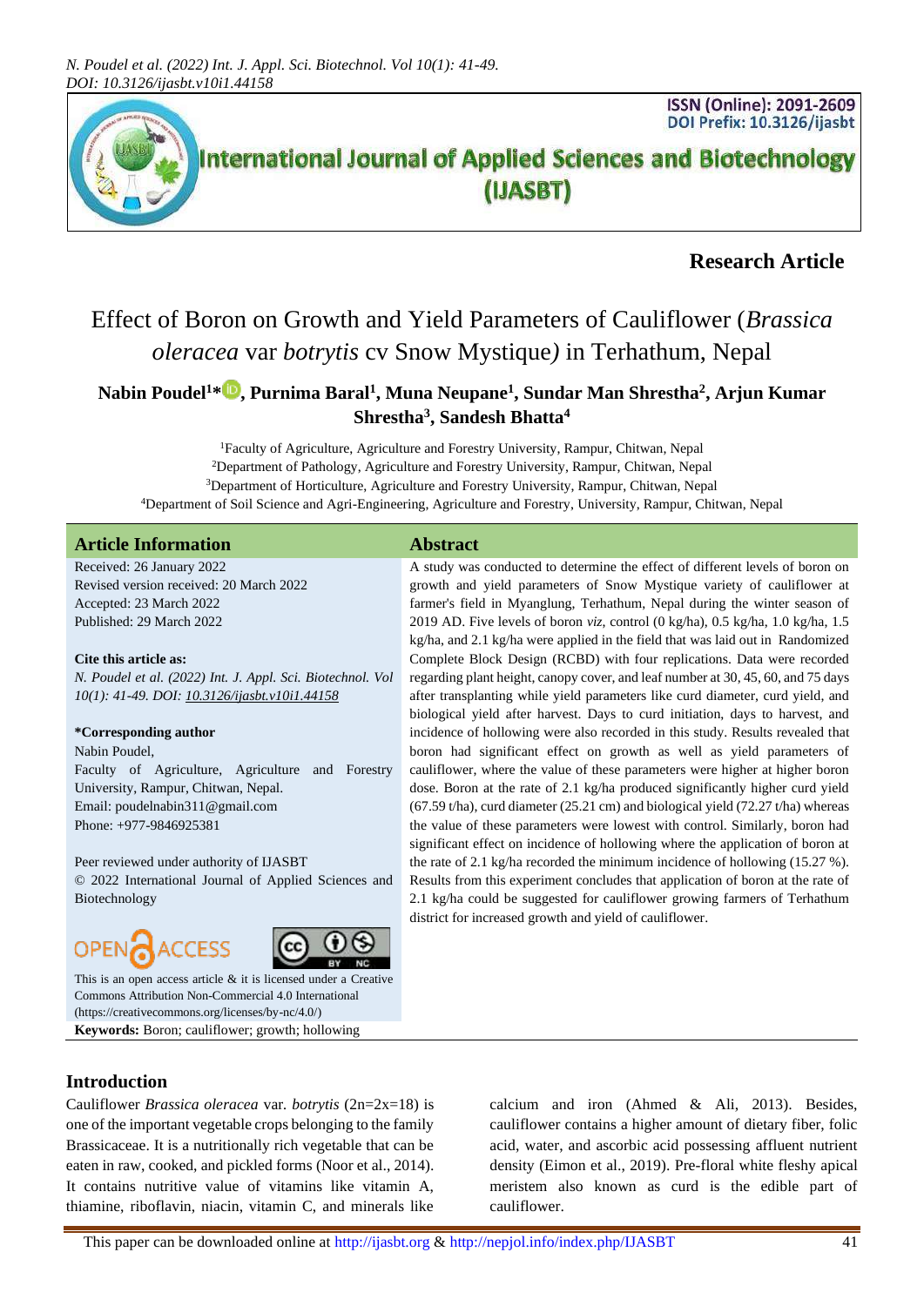**Research Article**

# Effect of Boron on Growth and Yield Parameters of Cauliflower (*Brassica oleracea* var *botrytis* cv Snow Mystique) in Terhathum, Nepal

**Nabin Poudel[1]*, Purnima Baral[1], Muna Neupane[1], Sundar Man Shrestha[2], Arjun Kumar Shrestha[3], Sandesh Bhatta[4]**

[1]Faculty of Agriculture, Agriculture and Forestry University, Rampur, Chitwan, Nepal
[2]Department of Pathology, Agriculture and Forestry University, Rampur, Chitwan, Nepal
[3]Department of Horticulture, Agriculture and Forestry University, Rampur, Chitwan, Nepal
[4]Department of Soil Science and Agri-Engineering, Agriculture and Forestry, University, Rampur, Chitwan, Nepal

## Article Information

Received: 26 January 2022
Revised version received: 20 March 2022
Accepted: 23 March 2022
Published: 29 March 2022

**Cite this article as:**

*N. Poudel et al. (2022) Int. J. Appl. Sci. Biotechnol. Vol 10(1): 41-49. DOI: 10.3126/ijasbt.v10i1.44158*

***Corresponding author**

Nabin Poudel,
Faculty of Agriculture, Agriculture and Forestry University, Rampur, Chitwan, Nepal.
Email: poudelnabin311@gmail.com
Phone: +977-9846925381

Peer reviewed under authority of IJASBT
© 2022 International Journal of Applied Sciences and Biotechnology

This is an open access article & it is licensed under a Creative Commons Attribution Non-Commercial 4.0 International (https://creativecommons.org/licenses/by-nc/4.0/)

**Keywords:** Boron; cauliflower; growth; hollowing

## Abstract

A study was conducted to determine the effect of different levels of boron on growth and yield parameters of Snow Mystique variety of cauliflower at farmer's field in Myanglung, Terhathum, Nepal during the winter season of 2019 AD. Five levels of boron *viz*, control (0 kg/ha), 0.5 kg/ha, 1.0 kg/ha, 1.5 kg/ha, and 2.1 kg/ha were applied in the field that was laid out in Randomized Complete Block Design (RCBD) with four replications. Data were recorded regarding plant height, canopy cover, and leaf number at 30, 45, 60, and 75 days after transplanting while yield parameters like curd diameter, curd yield, and biological yield after harvest. Days to curd initiation, days to harvest, and incidence of hollowing were also recorded in this study. Results revealed that boron had significant effect on growth as well as yield parameters of cauliflower, where the value of these parameters were higher at higher boron dose. Boron at the rate of 2.1 kg/ha produced significantly higher curd yield (67.59 t/ha), curd diameter (25.21 cm) and biological yield (72.27 t/ha) whereas the value of these parameters were lowest with control. Similarly, boron had significant effect on incidence of hollowing where the application of boron at the rate of 2.1 kg/ha recorded the minimum incidence of hollowing (15.27 %). Results from this experiment concludes that application of boron at the rate of 2.1 kg/ha could be suggested for cauliflower growing farmers of Terhathum district for increased growth and yield of cauliflower.

## Introduction

Cauliflower *Brassica oleracea* var. *botrytis* (2n=2x=18) is one of the important vegetable crops belonging to the family Brassicaceae. It is a nutritionally rich vegetable that can be eaten in raw, cooked, and pickled forms (Noor et al., 2014). It contains nutritive value of vitamins like vitamin A, thiamine, riboflavin, niacin, vitamin C, and minerals like calcium and iron (Ahmed & Ali, 2013). Besides, cauliflower contains a higher amount of dietary fiber, folic acid, water, and ascorbic acid possessing affluent nutrient density (Eimon et al., 2019). Pre-floral white fleshy apical meristem also known as curd is the edible part of cauliflower.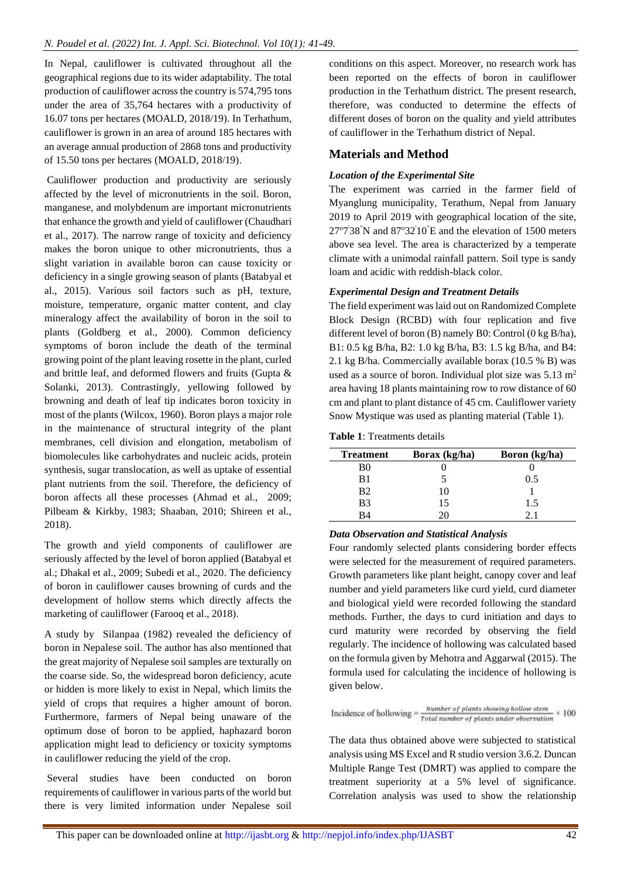In Nepal, cauliflower is cultivated throughout all the geographical regions due to its wider adaptability. The total production of cauliflower across the country is 574,795 tons under the area of 35,764 hectares with a productivity of 16.07 tons per hectares (MOALD, 2018/19). In Terhathum, cauliflower is grown in an area of around 185 hectares with an average annual production of 2868 tons and productivity of 15.50 tons per hectares (MOALD, 2018/19).

Cauliflower production and productivity are seriously affected by the level of micronutrients in the soil. Boron, manganese, and molybdenum are important micronutrients that enhance the growth and yield of cauliflower (Chaudhari et al., 2017). The narrow range of toxicity and deficiency makes the boron unique to other micronutrients, thus a slight variation in available boron can cause toxicity or deficiency in a single growing season of plants (Batabyal et al., 2015). Various soil factors such as pH, texture, moisture, temperature, organic matter content, and clay mineralogy affect the availability of boron in the soil to plants (Goldberg et al., 2000). Common deficiency symptoms of boron include the death of the terminal growing point of the plant leaving rosette in the plant, curled and brittle leaf, and deformed flowers and fruits (Gupta & Solanki, 2013). Contrastingly, yellowing followed by browning and death of leaf tip indicates boron toxicity in most of the plants (Wilcox, 1960). Boron plays a major role in the maintenance of structural integrity of the plant membranes, cell division and elongation, metabolism of biomolecules like carbohydrates and nucleic acids, protein synthesis, sugar translocation, as well as uptake of essential plant nutrients from the soil. Therefore, the deficiency of boron affects all these processes (Ahmad et al., 2009; Pilbeam & Kirkby, 1983; Shaaban, 2010; Shireen et al., 2018).

The growth and yield components of cauliflower are seriously affected by the level of boron applied (Batabyal et al.; Dhakal et al., 2009; Subedi et al., 2020. The deficiency of boron in cauliflower causes browning of curds and the development of hollow stems which directly affects the marketing of cauliflower (Farooq et al., 2018).

A study by Silanpaa (1982) revealed the deficiency of boron in Nepalese soil. The author has also mentioned that the great majority of Nepalese soil samples are texturally on the coarse side. So, the widespread boron deficiency, acute or hidden is more likely to exist in Nepal, which limits the yield of crops that requires a higher amount of boron. Furthermore, farmers of Nepal being unaware of the optimum dose of boron to be applied, haphazard boron application might lead to deficiency or toxicity symptoms in cauliflower reducing the yield of the crop.

Several studies have been conducted on boron requirements of cauliflower in various parts of the world but there is very limited information under Nepalese soil conditions on this aspect. Moreover, no research work has been reported on the effects of boron in cauliflower production in the Terhathum district. The present research, therefore, was conducted to determine the effects of different doses of boron on the quality and yield attributes of cauliflower in the Terhathum district of Nepal.

## Materials and Method

### *Location of the Experimental Site*

The experiment was carried in the farmer field of Myanglung municipality, Terathum, Nepal from January 2019 to April 2019 with geographical location of the site, 27°7'38"N and 87°32'10"E and the elevation of 1500 meters above sea level. The area is characterized by a temperate climate with a unimodal rainfall pattern. Soil type is sandy loam and acidic with reddish-black color.

### *Experimental Design and Treatment Details*

The field experiment was laid out on Randomized Complete Block Design (RCBD) with four replication and five different level of boron (B) namely B0: Control (0 kg B/ha), B1: 0.5 kg B/ha, B2: 1.0 kg B/ha, B3: 1.5 kg B/ha, and B4: 2.1 kg B/ha. Commercially available borax (10.5 % B) was used as a source of boron. Individual plot size was 5.13 $m^2$ area having 18 plants maintaining row to row distance of 60 cm and plant to plant distance of 45 cm. Cauliflower variety Snow Mystique was used as planting material (Table 1).

**Table 1**: Treatments details

| Treatment | Borax (kg/ha) | Boron (kg/ha) |
|---|---|---|
| B0 | 0 | 0 |
| B1 | 5 | 0.5 |
| B2 | 10 | 1 |
| B3 | 15 | 1.5 |
| B4 | 20 | 2.1 |

### *Data Observation and Statistical Analysis*

Four randomly selected plants considering border effects were selected for the measurement of required parameters. Growth parameters like plant height, canopy cover and leaf number and yield parameters like curd yield, curd diameter and biological yield were recorded following the standard methods. Further, the days to curd initiation and days to curd maturity were recorded by observing the field regularly. The incidence of hollowing was calculated based on the formula given by Mehotra and Aggarwal (2015). The formula used for calculating the incidence of hollowing is given below.

$$\text{Incidence of hollowing} = \frac{\textit{Number of plants showing hollow stem}}{\textit{Total number of plants under observation}} \times 100$$

The data thus obtained above were subjected to statistical analysis using MS Excel and R studio version 3.6.2. Duncan Multiple Range Test (DMRT) was applied to compare the treatment superiority at a 5% level of significance. Correlation analysis was used to show the relationship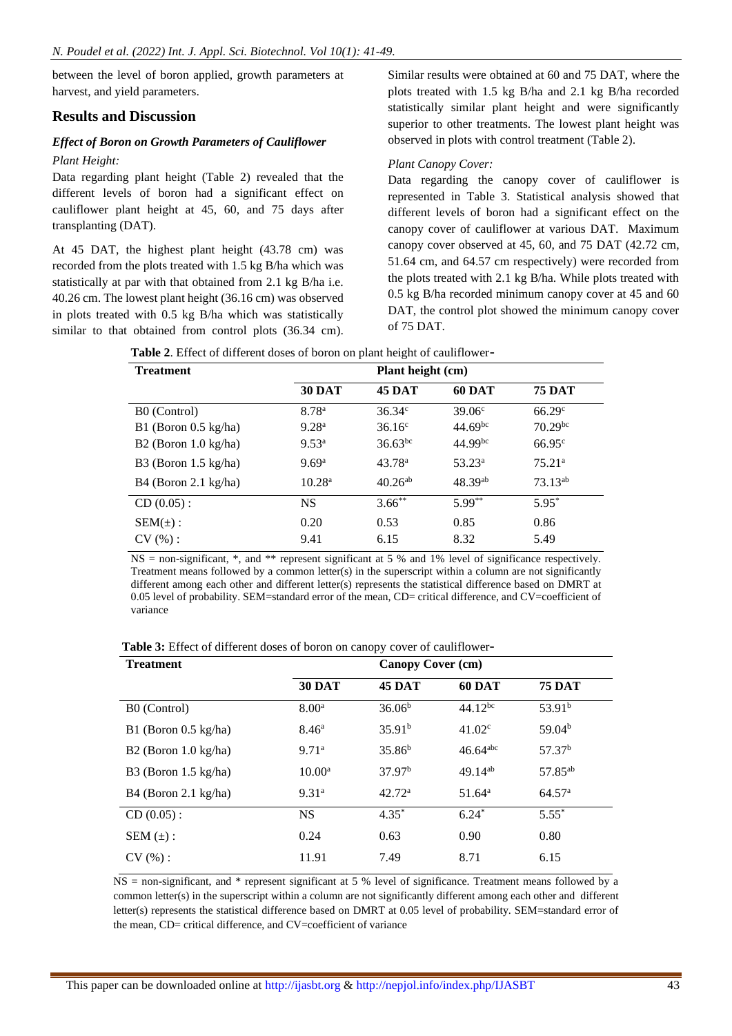between the level of boron applied, growth parameters at harvest, and yield parameters.

## Results and Discussion

### *Effect of Boron on Growth Parameters of Cauliflower*

*Plant Height:*

Data regarding plant height (Table 2) revealed that the different levels of boron had a significant effect on cauliflower plant height at 45, 60, and 75 days after transplanting (DAT).

At 45 DAT, the highest plant height (43.78 cm) was recorded from the plots treated with 1.5 kg B/ha which was statistically at par with that obtained from 2.1 kg B/ha i.e. 40.26 cm. The lowest plant height (36.16 cm) was observed in plots treated with 0.5 kg B/ha which was statistically similar to that obtained from control plots (36.34 cm). Similar results were obtained at 60 and 75 DAT, where the plots treated with 1.5 kg B/ha and 2.1 kg B/ha recorded statistically similar plant height and were significantly superior to other treatments. The lowest plant height was observed in plots with control treatment (Table 2).

*Plant Canopy Cover:*

Data regarding the canopy cover of cauliflower is represented in Table 3. Statistical analysis showed that different levels of boron had a significant effect on the canopy cover of cauliflower at various DAT. Maximum canopy cover observed at 45, 60, and 75 DAT (42.72 cm, 51.64 cm, and 64.57 cm respectively) were recorded from the plots treated with 2.1 kg B/ha. While plots treated with 0.5 kg B/ha recorded minimum canopy cover at 45 and 60 DAT, the control plot showed the minimum canopy cover of 75 DAT.

**Table 2**. Effect of different doses of boron on plant height of cauliflower-

| Treatment | Plant height (cm) | | | |
|---|---|---|---|---|
| | **30 DAT** | **45 DAT** | **60 DAT** | **75 DAT** |
| B0 (Control) | 8.78[a] | 36.34[c] | 39.06[c] | 66.29[c] |
| B1 (Boron 0.5 kg/ha) | 9.28[a] | 36.16[c] | 44.69[bc] | 70.29[bc] |
| B2 (Boron 1.0 kg/ha) | 9.53[a] | 36.63[bc] | 44.99[bc] | 66.95[c] |
| B3 (Boron 1.5 kg/ha) | 9.69[a] | 43.78[a] | 53.23[a] | 75.21[a] |
| B4 (Boron 2.1 kg/ha) | 10.28[a] | 40.26[ab] | 48.39[ab] | 73.13[ab] |
| CD (0.05) : | NS | 3.66** | 5.99** | 5.95* |
| SEM(±) : | 0.20 | 0.53 | 0.85 | 0.86 |
| CV (%) : | 9.41 | 6.15 | 8.32 | 5.49 |

NS = non-significant, *, and ** represent significant at 5 % and 1% level of significance respectively. Treatment means followed by a common letter(s) in the superscript within a column are not significantly different among each other and different letter(s) represents the statistical difference based on DMRT at 0.05 level of probability. SEM=standard error of the mean, CD= critical difference, and CV=coefficient of variance

**Table 3:** Effect of different doses of boron on canopy cover of cauliflower-

| Treatment | Canopy Cover (cm) | | | |
|---|---|---|---|---|
| | **30 DAT** | **45 DAT** | **60 DAT** | **75 DAT** |
| B0 (Control) | 8.00[a] | 36.06[b] | 44.12[bc] | 53.91[b] |
| B1 (Boron 0.5 kg/ha) | 8.46[a] | 35.91[b] | 41.02[c] | 59.04[b] |
| B2 (Boron 1.0 kg/ha) | 9.71[a] | 35.86[b] | 46.64[abc] | 57.37[b] |
| B3 (Boron 1.5 kg/ha) | 10.00[a] | 37.97[b] | 49.14[ab] | 57.85[ab] |
| B4 (Boron 2.1 kg/ha) | 9.31[a] | 42.72[a] | 51.64[a] | 64.57[a] |
| CD (0.05) : | NS | 4.35* | 6.24* | 5.55* |
| SEM (±) : | 0.24 | 0.63 | 0.90 | 0.80 |
| CV (%) : | 11.91 | 7.49 | 8.71 | 6.15 |

NS = non-significant, and * represent significant at 5 % level of significance. Treatment means followed by a common letter(s) in the superscript within a column are not significantly different among each other and different letter(s) represents the statistical difference based on DMRT at 0.05 level of probability. SEM=standard error of the mean, CD= critical difference, and CV=coefficient of variance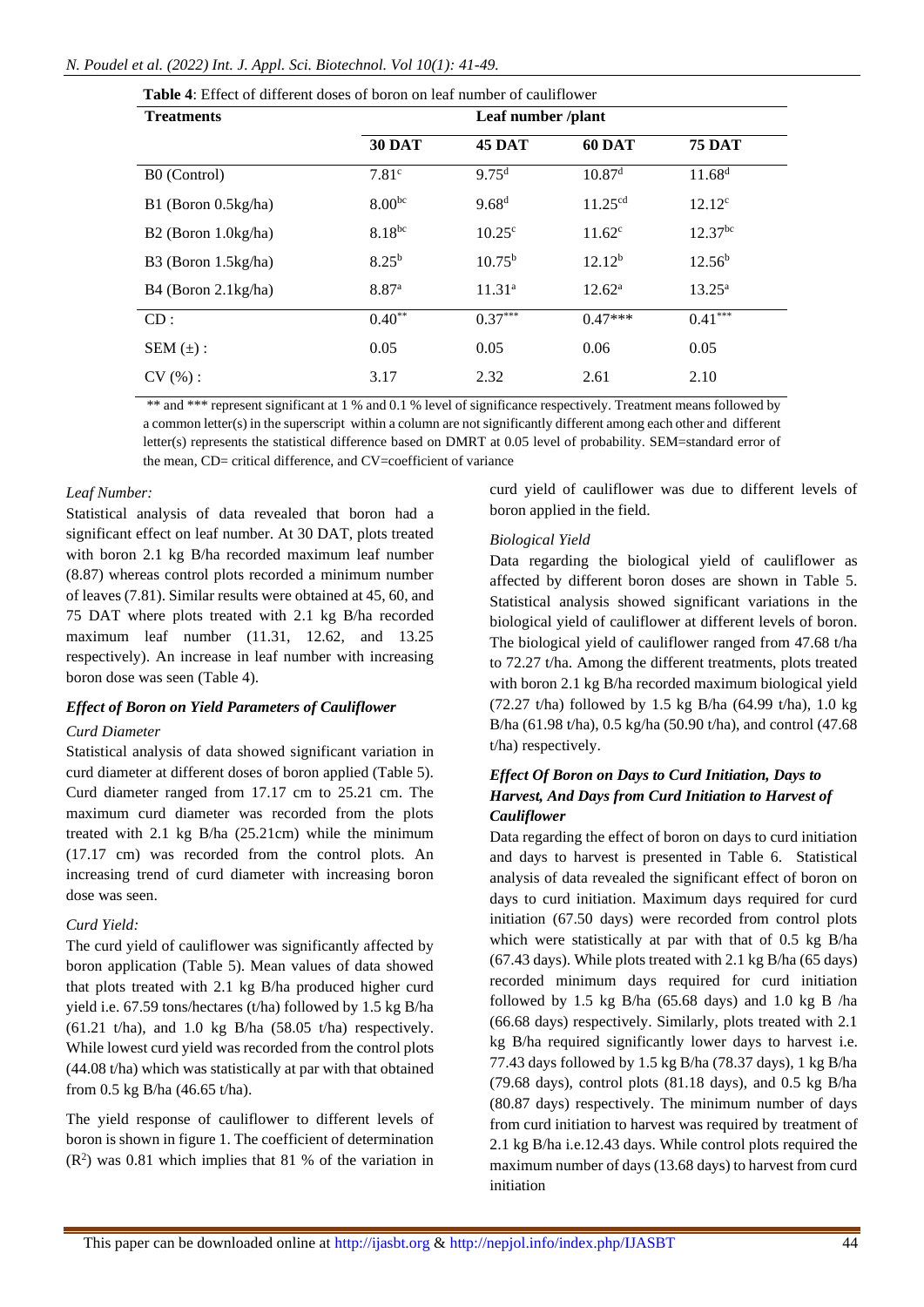**Table 4**: Effect of different doses of boron on leaf number of cauliflower

| Treatments | Leaf number /plant | | | |
|---|---|---|---|---|
| | **30 DAT** | **45 DAT** | **60 DAT** | **75 DAT** |
| B0 (Control) | $7.81^{c}$ | $9.75^{d}$ | $10.87^{d}$ | $11.68^{d}$ |
| B1 (Boron 0.5kg/ha) | $8.00^{bc}$ | $9.68^{d}$ | $11.25^{cd}$ | $12.12^{c}$ |
| B2 (Boron 1.0kg/ha) | $8.18^{bc}$ | $10.25^{c}$ | $11.62^{c}$ | $12.37^{bc}$ |
| B3 (Boron 1.5kg/ha) | $8.25^{b}$ | $10.75^{b}$ | $12.12^{b}$ | $12.56^{b}$ |
| B4 (Boron 2.1kg/ha) | $8.87^{a}$ | $11.31^{a}$ | $12.62^{a}$ | $13.25^{a}$ |
| CD : | $0.40^{**}$ | $0.37^{***}$ | 0.47*** | $0.41^{***}$ |
| SEM (±) : | 0.05 | 0.05 | 0.06 | 0.05 |
| CV (%) : | 3.17 | 2.32 | 2.61 | 2.10 |

** and *** represent significant at 1 % and 0.1 % level of significance respectively. Treatment means followed by a common letter(s) in the superscript within a column are not significantly different among each other and different letter(s) represents the statistical difference based on DMRT at 0.05 level of probability. SEM=standard error of the mean, CD= critical difference, and CV=coefficient of variance

*Leaf Number:*

Statistical analysis of data revealed that boron had a significant effect on leaf number. At 30 DAT, plots treated with boron 2.1 kg B/ha recorded maximum leaf number (8.87) whereas control plots recorded a minimum number of leaves (7.81). Similar results were obtained at 45, 60, and 75 DAT where plots treated with 2.1 kg B/ha recorded maximum leaf number (11.31, 12.62, and 13.25 respectively). An increase in leaf number with increasing boron dose was seen (Table 4).

### *Effect of Boron on Yield Parameters of Cauliflower*

*Curd Diameter*

Statistical analysis of data showed significant variation in curd diameter at different doses of boron applied (Table 5). Curd diameter ranged from 17.17 cm to 25.21 cm. The maximum curd diameter was recorded from the plots treated with 2.1 kg B/ha (25.21cm) while the minimum (17.17 cm) was recorded from the control plots. An increasing trend of curd diameter with increasing boron dose was seen.

*Curd Yield:*

The curd yield of cauliflower was significantly affected by boron application (Table 5). Mean values of data showed that plots treated with 2.1 kg B/ha produced higher curd yield i.e. 67.59 tons/hectares (t/ha) followed by 1.5 kg B/ha (61.21 t/ha), and 1.0 kg B/ha (58.05 t/ha) respectively. While lowest curd yield was recorded from the control plots (44.08 t/ha) which was statistically at par with that obtained from 0.5 kg B/ha (46.65 t/ha).

The yield response of cauliflower to different levels of boron is shown in figure 1. The coefficient of determination ($R^2$) was 0.81 which implies that 81 % of the variation in curd yield of cauliflower was due to different levels of boron applied in the field.

*Biological Yield*

Data regarding the biological yield of cauliflower as affected by different boron doses are shown in Table 5. Statistical analysis showed significant variations in the biological yield of cauliflower at different levels of boron. The biological yield of cauliflower ranged from 47.68 t/ha to 72.27 t/ha. Among the different treatments, plots treated with boron 2.1 kg B/ha recorded maximum biological yield (72.27 t/ha) followed by 1.5 kg B/ha (64.99 t/ha), 1.0 kg B/ha (61.98 t/ha), 0.5 kg/ha (50.90 t/ha), and control (47.68 t/ha) respectively.

### *Effect Of Boron on Days to Curd Initiation, Days to Harvest, And Days from Curd Initiation to Harvest of Cauliflower*

Data regarding the effect of boron on days to curd initiation and days to harvest is presented in Table 6. Statistical analysis of data revealed the significant effect of boron on days to curd initiation. Maximum days required for curd initiation (67.50 days) were recorded from control plots which were statistically at par with that of 0.5 kg B/ha (67.43 days). While plots treated with 2.1 kg B/ha (65 days) recorded minimum days required for curd initiation followed by 1.5 kg B/ha (65.68 days) and 1.0 kg B /ha (66.68 days) respectively. Similarly, plots treated with 2.1 kg B/ha required significantly lower days to harvest i.e. 77.43 days followed by 1.5 kg B/ha (78.37 days), 1 kg B/ha (79.68 days), control plots (81.18 days), and 0.5 kg B/ha (80.87 days) respectively. The minimum number of days from curd initiation to harvest was required by treatment of 2.1 kg B/ha i.e.12.43 days. While control plots required the maximum number of days (13.68 days) to harvest from curd initiation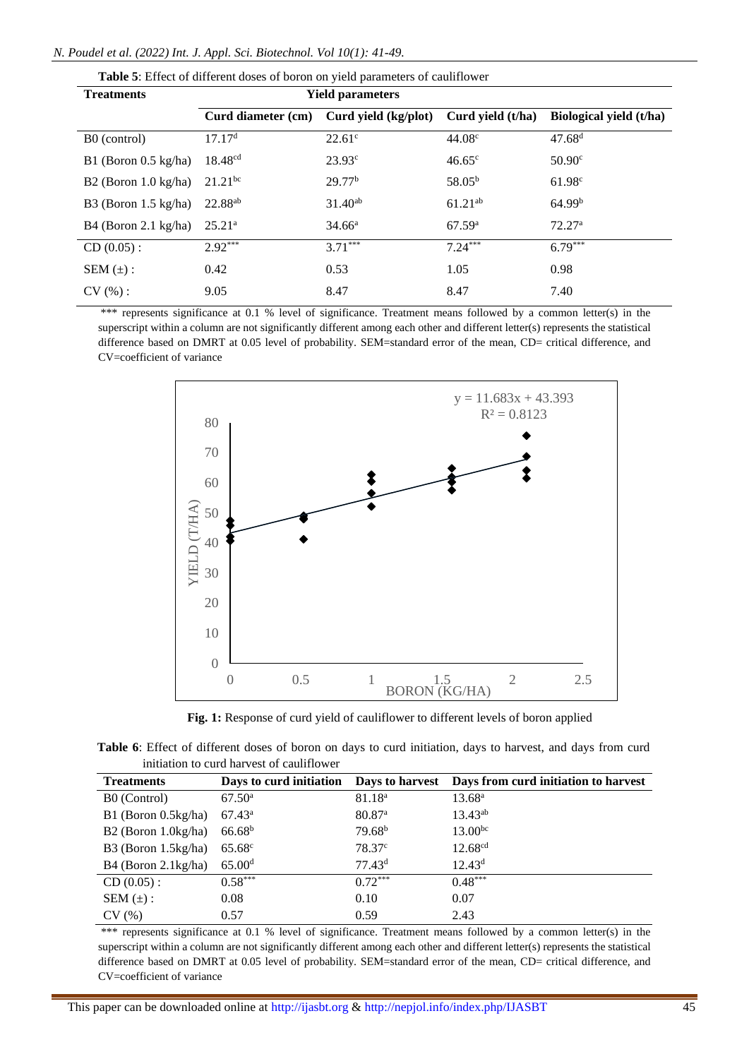**Table 5**: Effect of different doses of boron on yield parameters of cauliflower

| Treatments | Yield parameters | | | |
|---|---|---|---|---|
| | Curd diameter (cm) | Curd yield (kg/plot) | Curd yield (t/ha) | Biological yield (t/ha) |
| B0 (control) | 17.17[d] | 22.61[c] | 44.08[c] | 47.68[d] |
| B1 (Boron 0.5 kg/ha) | 18.48[cd] | 23.93[c] | 46.65[c] | 50.90[c] |
| B2 (Boron 1.0 kg/ha) | 21.21[bc] | 29.77[b] | 58.05[b] | 61.98[c] |
| B3 (Boron 1.5 kg/ha) | 22.88[ab] | 31.40[ab] | 61.21[ab] | 64.99[b] |
| B4 (Boron 2.1 kg/ha) | 25.21[a] | 34.66[a] | 67.59[a] | 72.27[a] |
| CD (0.05) : | 2.92*** | 3.71*** | 7.24*** | 6.79*** |
| SEM (±) : | 0.42 | 0.53 | 1.05 | 0.98 |
| CV (%) : | 9.05 | 8.47 | 8.47 | 7.40 |

*** represents significance at 0.1 % level of significance. Treatment means followed by a common letter(s) in the superscript within a column are not significantly different among each other and different letter(s) represents the statistical difference based on DMRT at 0.05 level of probability. SEM=standard error of the mean, CD= critical difference, and CV=coefficient of variance

$y = 11.683x + 43.393$
$R^2 = 0.8123$

**Fig. 1:** Response of curd yield of cauliflower to different levels of boron applied

**Table 6**: Effect of different doses of boron on days to curd initiation, days to harvest, and days from curd initiation to curd harvest of cauliflower

| Treatments | Days to curd initiation | Days to harvest | Days from curd initiation to harvest |
|---|---|---|---|
| B0 (Control) | 67.50[a] | 81.18[a] | 13.68[a] |
| B1 (Boron 0.5kg/ha) | 67.43[a] | 80.87[a] | 13.43[ab] |
| B2 (Boron 1.0kg/ha) | 66.68[b] | 79.68[b] | 13.00[bc] |
| B3 (Boron 1.5kg/ha) | 65.68[c] | 78.37[c] | 12.68[cd] |
| B4 (Boron 2.1kg/ha) | 65.00[d] | 77.43[d] | 12.43[d] |
| CD (0.05) : | 0.58*** | 0.72*** | 0.48*** |
| SEM (±) : | 0.08 | 0.10 | 0.07 |
| CV (%) | 0.57 | 0.59 | 2.43 |

*** represents significance at 0.1 % level of significance. Treatment means followed by a common letter(s) in the superscript within a column are not significantly different among each other and different letter(s) represents the statistical difference based on DMRT at 0.05 level of probability. SEM=standard error of the mean, CD= critical difference, and CV=coefficient of variance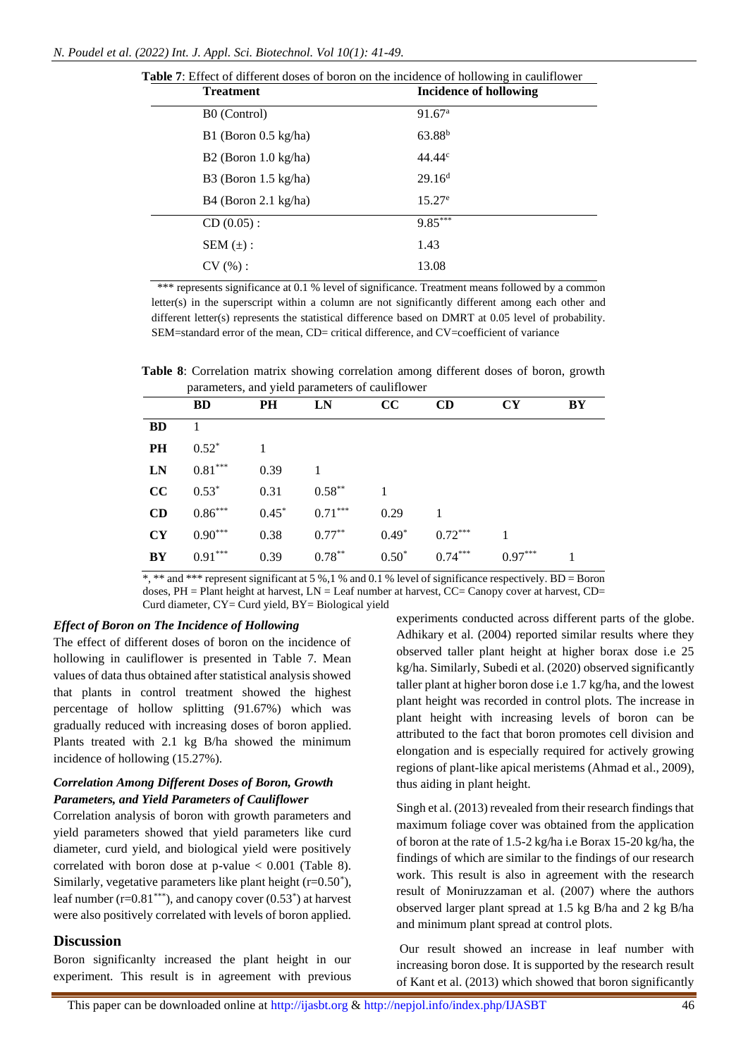**Table 7**: Effect of different doses of boron on the incidence of hollowing in cauliflower

| Treatment | Incidence of hollowing |
|---|---|
| B0 (Control) | $91.67^{a}$ |
| B1 (Boron 0.5 kg/ha) | $63.88^{b}$ |
| B2 (Boron 1.0 kg/ha) | $44.44^{c}$ |
| B3 (Boron 1.5 kg/ha) | $29.16^{d}$ |
| B4 (Boron 2.1 kg/ha) | $15.27^{e}$ |
| CD (0.05) : | $9.85^{***}$ |
| SEM (±) : | 1.43 |
| CV (%) : | 13.08 |

*** represents significance at 0.1 % level of significance. Treatment means followed by a common letter(s) in the superscript within a column are not significantly different among each other and different letter(s) represents the statistical difference based on DMRT at 0.05 level of probability. SEM=standard error of the mean, CD= critical difference, and CV=coefficient of variance

**Table 8**: Correlation matrix showing correlation among different doses of boron, growth parameters, and yield parameters of cauliflower

| | BD | PH | LN | CC | CD | CY | BY |
|---|---|---|---|---|---|---|---|
| **BD** | 1 | | | | | | |
| **PH** | $0.52^{*}$ | 1 | | | | | |
| **LN** | $0.81^{***}$ | 0.39 | 1 | | | | |
| **CC** | $0.53^{*}$ | 0.31 | $0.58^{**}$ | 1 | | | |
| **CD** | $0.86^{***}$ | $0.45^{*}$ | $0.71^{***}$ | 0.29 | 1 | | |
| **CY** | $0.90^{***}$ | 0.38 | $0.77^{**}$ | $0.49^{*}$ | $0.72^{***}$ | 1 | |
| **BY** | $0.91^{***}$ | 0.39 | $0.78^{**}$ | $0.50^{*}$ | $0.74^{***}$ | $0.97^{***}$ | 1 |

*, ** and *** represent significant at 5 %,1 % and 0.1 % level of significance respectively. BD = Boron doses, PH = Plant height at harvest, LN = Leaf number at harvest, CC= Canopy cover at harvest, CD= Curd diameter, CY= Curd yield, BY= Biological yield

### *Effect of Boron on The Incidence of Hollowing*

The effect of different doses of boron on the incidence of hollowing in cauliflower is presented in Table 7. Mean values of data thus obtained after statistical analysis showed that plants in control treatment showed the highest percentage of hollow splitting (91.67%) which was gradually reduced with increasing doses of boron applied. Plants treated with 2.1 kg B/ha showed the minimum incidence of hollowing (15.27%).

### *Correlation Among Different Doses of Boron, Growth Parameters, and Yield Parameters of Cauliflower*

Correlation analysis of boron with growth parameters and yield parameters showed that yield parameters like curd diameter, curd yield, and biological yield were positively correlated with boron dose at p-value < 0.001 (Table 8). Similarly, vegetative parameters like plant height ($r=0.50^{*}$), leaf number ($r=0.81^{***}$), and canopy cover ($0.53^{*}$) at harvest were also positively correlated with levels of boron applied.

## Discussion

Boron significanlty increased the plant height in our experiment. This result is in agreement with previous experiments conducted across different parts of the globe. Adhikary et al. (2004) reported similar results where they observed taller plant height at higher borax dose i.e 25 kg/ha. Similarly, Subedi et al. (2020) observed significantly taller plant at higher boron dose i.e 1.7 kg/ha, and the lowest plant height was recorded in control plots. The increase in plant height with increasing levels of boron can be attributed to the fact that boron promotes cell division and elongation and is especially required for actively growing regions of plant-like apical meristems (Ahmad et al., 2009), thus aiding in plant height.

Singh et al. (2013) revealed from their research findings that maximum foliage cover was obtained from the application of boron at the rate of 1.5-2 kg/ha i.e Borax 15-20 kg/ha, the findings of which are similar to the findings of our research work. This result is also in agreement with the research result of Moniruzzaman et al. (2007) where the authors observed larger plant spread at 1.5 kg B/ha and 2 kg B/ha and minimum plant spread at control plots.

Our result showed an increase in leaf number with increasing boron dose. It is supported by the research result of Kant et al. (2013) which showed that boron significantly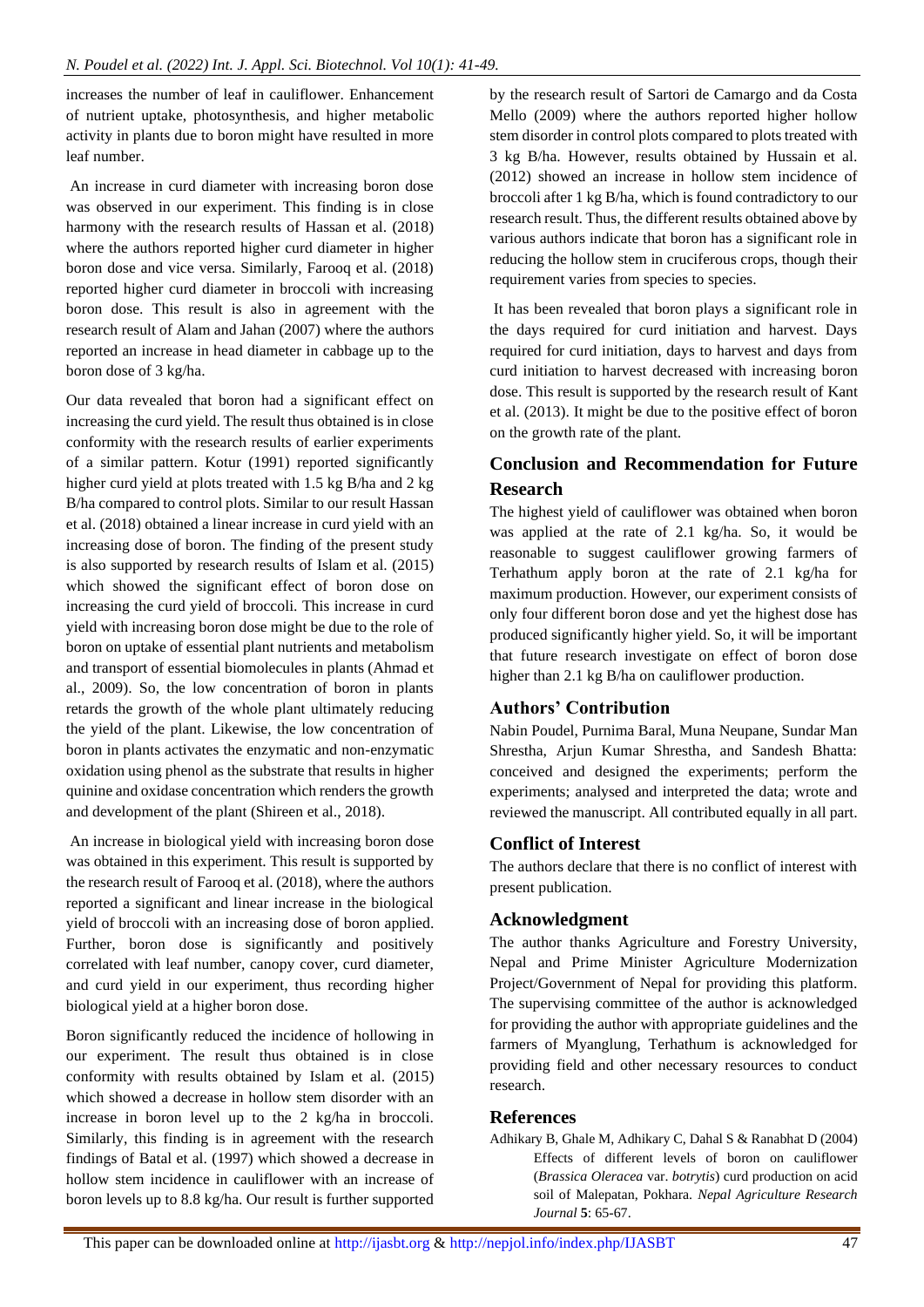increases the number of leaf in cauliflower. Enhancement of nutrient uptake, photosynthesis, and higher metabolic activity in plants due to boron might have resulted in more leaf number.

An increase in curd diameter with increasing boron dose was observed in our experiment. This finding is in close harmony with the research results of Hassan et al. (2018) where the authors reported higher curd diameter in higher boron dose and vice versa. Similarly, Farooq et al. (2018) reported higher curd diameter in broccoli with increasing boron dose. This result is also in agreement with the research result of Alam and Jahan (2007) where the authors reported an increase in head diameter in cabbage up to the boron dose of 3 kg/ha.

Our data revealed that boron had a significant effect on increasing the curd yield. The result thus obtained is in close conformity with the research results of earlier experiments of a similar pattern. Kotur (1991) reported significantly higher curd yield at plots treated with 1.5 kg B/ha and 2 kg B/ha compared to control plots. Similar to our result Hassan et al. (2018) obtained a linear increase in curd yield with an increasing dose of boron. The finding of the present study is also supported by research results of Islam et al. (2015) which showed the significant effect of boron dose on increasing the curd yield of broccoli. This increase in curd yield with increasing boron dose might be due to the role of boron on uptake of essential plant nutrients and metabolism and transport of essential biomolecules in plants (Ahmad et al., 2009). So, the low concentration of boron in plants retards the growth of the whole plant ultimately reducing the yield of the plant. Likewise, the low concentration of boron in plants activates the enzymatic and non-enzymatic oxidation using phenol as the substrate that results in higher quinine and oxidase concentration which renders the growth and development of the plant (Shireen et al., 2018).

An increase in biological yield with increasing boron dose was obtained in this experiment. This result is supported by the research result of Farooq et al. (2018), where the authors reported a significant and linear increase in the biological yield of broccoli with an increasing dose of boron applied. Further, boron dose is significantly and positively correlated with leaf number, canopy cover, curd diameter, and curd yield in our experiment, thus recording higher biological yield at a higher boron dose.

Boron significantly reduced the incidence of hollowing in our experiment. The result thus obtained is in close conformity with results obtained by Islam et al. (2015) which showed a decrease in hollow stem disorder with an increase in boron level up to the 2 kg/ha in broccoli. Similarly, this finding is in agreement with the research findings of Batal et al. (1997) which showed a decrease in hollow stem incidence in cauliflower with an increase of boron levels up to 8.8 kg/ha. Our result is further supported by the research result of Sartori de Camargo and da Costa Mello (2009) where the authors reported higher hollow stem disorder in control plots compared to plots treated with 3 kg B/ha. However, results obtained by Hussain et al. (2012) showed an increase in hollow stem incidence of broccoli after 1 kg B/ha, which is found contradictory to our research result. Thus, the different results obtained above by various authors indicate that boron has a significant role in reducing the hollow stem in cruciferous crops, though their requirement varies from species to species.

It has been revealed that boron plays a significant role in the days required for curd initiation and harvest. Days required for curd initiation, days to harvest and days from curd initiation to harvest decreased with increasing boron dose. This result is supported by the research result of Kant et al. (2013). It might be due to the positive effect of boron on the growth rate of the plant.

## Conclusion and Recommendation for Future Research

The highest yield of cauliflower was obtained when boron was applied at the rate of 2.1 kg/ha. So, it would be reasonable to suggest cauliflower growing farmers of Terhathum apply boron at the rate of 2.1 kg/ha for maximum production. However, our experiment consists of only four different boron dose and yet the highest dose has produced significantly higher yield. So, it will be important that future research investigate on effect of boron dose higher than 2.1 kg B/ha on cauliflower production.

## Authors' Contribution

Nabin Poudel, Purnima Baral, Muna Neupane, Sundar Man Shrestha, Arjun Kumar Shrestha, and Sandesh Bhatta: conceived and designed the experiments; perform the experiments; analysed and interpreted the data; wrote and reviewed the manuscript. All contributed equally in all part.

## Conflict of Interest

The authors declare that there is no conflict of interest with present publication.

## Acknowledgment

The author thanks Agriculture and Forestry University, Nepal and Prime Minister Agriculture Modernization Project/Government of Nepal for providing this platform. The supervising committee of the author is acknowledged for providing the author with appropriate guidelines and the farmers of Myanglung, Terhathum is acknowledged for providing field and other necessary resources to conduct research.

## References

Adhikary B, Ghale M, Adhikary C, Dahal S & Ranabhat D (2004) Effects of different levels of boron on cauliflower (*Brassica Oleracea* var. *botrytis*) curd production on acid soil of Malepatan, Pokhara. *Nepal Agriculture Research Journal* **5**: 65-67.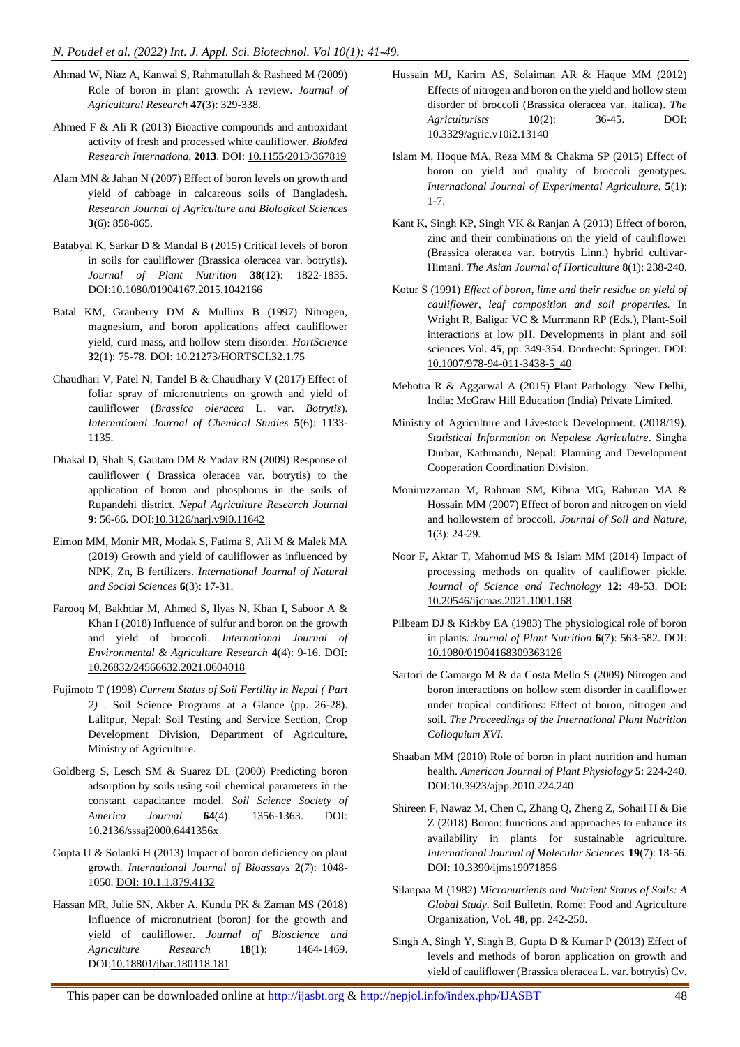Ahmad W, Niaz A, Kanwal S, Rahmatullah & Rasheed M (2009) Role of boron in plant growth: A review. *Journal of Agricultural Research* **47(**3): 329-338.

Ahmed F & Ali R (2013) Bioactive compounds and antioxidant activity of fresh and processed white cauliflower. *BioMed Research Internationa*, **2013**. DOI: 10.1155/2013/367819

Alam MN & Jahan N (2007) Effect of boron levels on growth and yield of cabbage in calcareous soils of Bangladesh. *Research Journal of Agriculture and Biological Sciences* **3**(6): 858-865.

Batabyal K, Sarkar D & Mandal B (2015) Critical levels of boron in soils for cauliflower (Brassica oleracea var. botrytis). *Journal of Plant Nutrition* **38**(12): 1822-1835. DOI:10.1080/01904167.2015.1042166

Batal KM, Granberry DM & Mullinx B (1997) Nitrogen, magnesium, and boron applications affect cauliflower yield, curd mass, and hollow stem disorder. *HortScience* **32**(1): 75-78. DOI: 10.21273/HORTSCI.32.1.75

Chaudhari V, Patel N, Tandel B & Chaudhary V (2017) Effect of foliar spray of micronutrients on growth and yield of cauliflower (*Brassica oleracea* L. var. *Botrytis*). *International Journal of Chemical Studies* **5**(6): 1133-1135.

Dhakal D, Shah S, Gautam DM & Yadav RN (2009) Response of cauliflower ( Brassica oleracea var. botrytis) to the application of boron and phosphorus in the soils of Rupandehi district. *Nepal Agriculture Research Journal* **9**: 56-66. DOI:10.3126/narj.v9i0.11642

Eimon MM, Monir MR, Modak S, Fatima S, Ali M & Malek MA (2019) Growth and yield of cauliflower as influenced by NPK, Zn, B fertilizers. *International Journal of Natural and Social Sciences* **6**(3): 17-31.

Farooq M, Bakhtiar M, Ahmed S, Ilyas N, Khan I, Saboor A & Khan I (2018) Influence of sulfur and boron on the growth and yield of broccoli. *International Journal of Environmental & Agriculture Research* **4**(4): 9-16. DOI: 10.26832/24566632.2021.0604018

Fujimoto T (1998) *Current Status of Soil Fertility in Nepal ( Part 2)* . Soil Science Programs at a Glance (pp. 26-28). Lalitpur, Nepal: Soil Testing and Service Section, Crop Development Division, Department of Agriculture, Ministry of Agriculture.

Goldberg S, Lesch SM & Suarez DL (2000) Predicting boron adsorption by soils using soil chemical parameters in the constant capacitance model. *Soil Science Society of America Journal* **64**(4): 1356-1363. DOI: 10.2136/sssaj2000.6441356x

Gupta U & Solanki H (2013) Impact of boron deficiency on plant growth. *International Journal of Bioassays* **2**(7): 1048-1050. DOI: 10.1.1.879.4132

Hassan MR, Julie SN, Akber A, Kundu PK & Zaman MS (2018) Influence of micronutrient (boron) for the growth and yield of cauliflower. *Journal of Bioscience and Agriculture Research* **18**(1): 1464-1469. DOI:10.18801/jbar.180118.181

Hussain MJ, Karim AS, Solaiman AR & Haque MM (2012) Effects of nitrogen and boron on the yield and hollow stem disorder of broccoli (Brassica oleracea var. italica). *The Agriculturists* **10**(2): 36-45. DOI: 10.3329/agric.v10i2.13140

Islam M, Hoque MA, Reza MM & Chakma SP (2015) Effect of boron on yield and quality of broccoli genotypes. *International Journal of Experimental Agriculture*, **5**(1): 1-7.

Kant K, Singh KP, Singh VK & Ranjan A (2013) Effect of boron, zinc and their combinations on the yield of cauliflower (Brassica oleracea var. botrytis Linn.) hybrid cultivar-Himani. *The Asian Journal of Horticulture* **8**(1): 238-240.

Kotur S (1991) *Effect of boron, lime and their residue on yield of cauliflower, leaf composition and soil properties.* In Wright R, Baligar VC & Murrmann RP (Eds.), Plant-Soil interactions at low pH. Developments in plant and soil sciences Vol. **45**, pp. 349-354. Dordrecht: Springer. DOI: 10.1007/978-94-011-3438-5_40

Mehotra R & Aggarwal A (2015) Plant Pathology. New Delhi, India: McGraw Hill Education (India) Private Limited.

Ministry of Agriculture and Livestock Development. (2018/19). *Statistical Information on Nepalese Agriculutre*. Singha Durbar, Kathmandu, Nepal: Planning and Development Cooperation Coordination Division.

Moniruzzaman M, Rahman SM, Kibria MG, Rahman MA & Hossain MM (2007) Effect of boron and nitrogen on yield and hollowstem of broccoli. *Journal of Soil and Nature*, **1**(3): 24-29.

Noor F, Aktar T, Mahomud MS & Islam MM (2014) Impact of processing methods on quality of cauliflower pickle. *Journal of Science and Technology* **12**: 48-53. DOI: 10.20546/ijcmas.2021.1001.168

Pilbeam DJ & Kirkby EA (1983) The physiological role of boron in plants. *Journal of Plant Nutrition* **6**(7): 563-582. DOI: 10.1080/01904168309363126

Sartori de Camargo M & da Costa Mello S (2009) Nitrogen and boron interactions on hollow stem disorder in cauliflower under tropical conditions: Effect of boron, nitrogen and soil. *The Proceedings of the International Plant Nutrition Colloquium XVI.*

Shaaban MM (2010) Role of boron in plant nutrition and human health. *American Journal of Plant Physiology* **5**: 224-240. DOI:10.3923/ajpp.2010.224.240

Shireen F, Nawaz M, Chen C, Zhang Q, Zheng Z, Sohail H & Bie Z (2018) Boron: functions and approaches to enhance its availability in plants for sustainable agriculture. *International Journal of Molecular Sciences* **19**(7): 18-56. DOI: 10.3390/ijms19071856

Silanpaa M (1982) *Micronutrients and Nutrient Status of Soils: A Global Study*. Soil Bulletin. Rome: Food and Agriculture Organization, Vol. **48**, pp. 242-250.

Singh A, Singh Y, Singh B, Gupta D & Kumar P (2013) Effect of levels and methods of boron application on growth and yield of cauliflower (Brassica oleracea L. var. botrytis) Cv.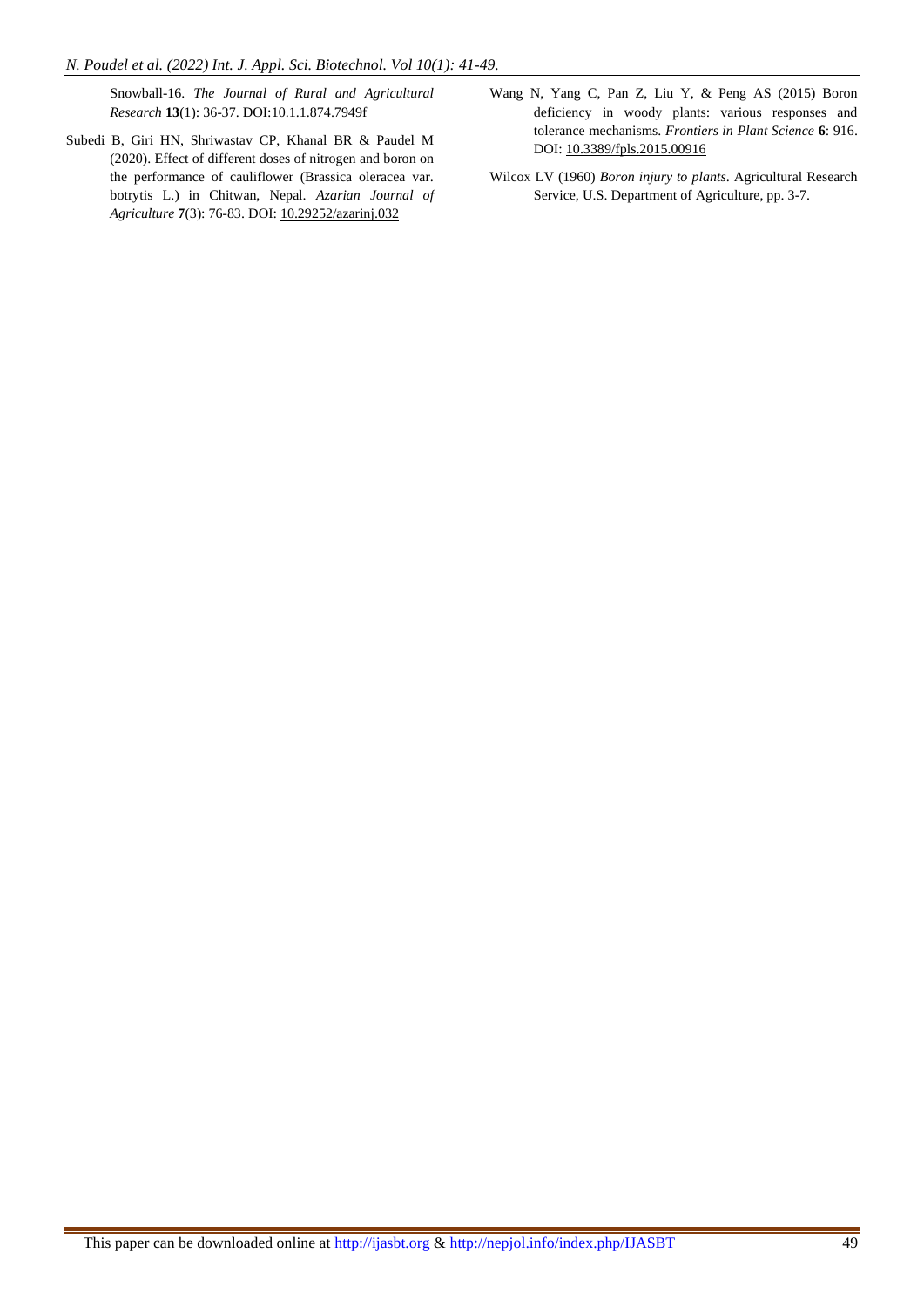Snowball-16. *The Journal of Rural and Agricultural Research* **13**(1): 36-37. DOI:10.1.1.874.7949f

Subedi B, Giri HN, Shriwastav CP, Khanal BR & Paudel M (2020). Effect of different doses of nitrogen and boron on the performance of cauliflower (Brassica oleracea var. botrytis L.) in Chitwan, Nepal. *Azarian Journal of Agriculture* **7**(3): 76-83. DOI: 10.29252/azarinj.032

Wang N, Yang C, Pan Z, Liu Y, & Peng AS (2015) Boron deficiency in woody plants: various responses and tolerance mechanisms. *Frontiers in Plant Science* **6**: 916. DOI: 10.3389/fpls.2015.00916

Wilcox LV (1960) *Boron injury to plants*. Agricultural Research Service, U.S. Department of Agriculture, pp. 3-7.